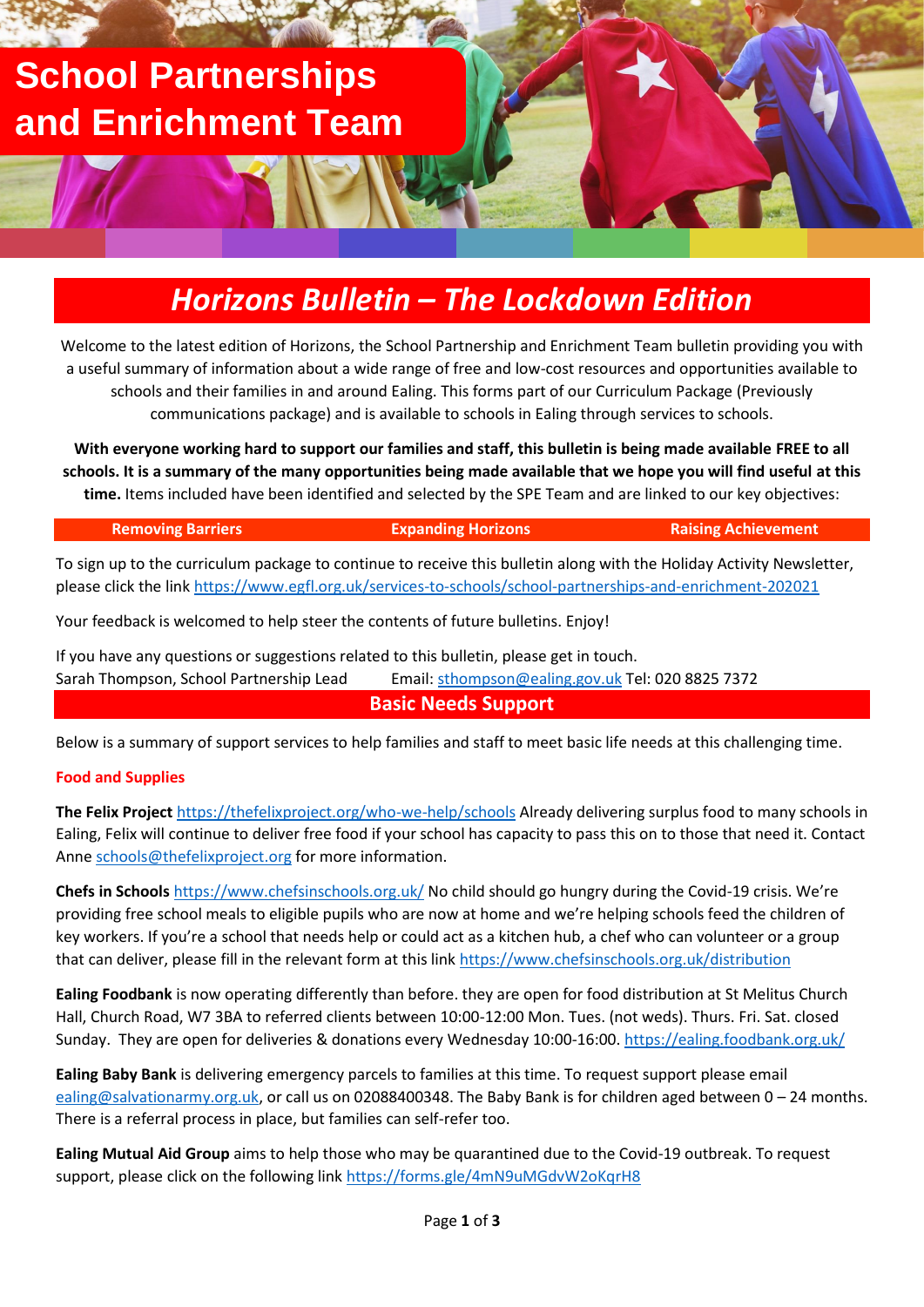# School Partnerships and Enrichment Team

## *Horizons Bulletin – The Lockdown Edition*

Welcome to the latest edition of Horizons, the School Partnership and Enrichment Team bulletin providing you with a useful summary of information about a wide range of free and low-cost resources and opportunities available to schools and their families in and around Ealing. This forms part of our Curriculum Package (Previously communications package) and is available to schools in Ealing through services to schools.

**With everyone working hard to support our families and staff, this bulletin is being made available FREE to all schools. It is a summary of the many opportunities being made available that we hope you will find useful at this time.** Items included have been identified and selected by the SPE Team and are linked to our key objectives:

| Removing Barriers | Expanding Horizons | Raising Achievement |
|---|---|---|

To sign up to the curriculum package to continue to receive this bulletin along with the Holiday Activity Newsletter, please click the link https://www.egfl.org.uk/services-to-schools/school-partnerships-and-enrichment-202021

Your feedback is welcomed to help steer the contents of future bulletins. Enjoy!

If you have any questions or suggestions related to this bulletin, please get in touch.
Sarah Thompson, School Partnership Lead    Email: sthompson@ealing.gov.uk Tel: 020 8825 7372

## Basic Needs Support

Below is a summary of support services to help families and staff to meet basic life needs at this challenging time.

### Food and Supplies

**The Felix Project** https://thefelixproject.org/who-we-help/schools Already delivering surplus food to many schools in Ealing, Felix will continue to deliver free food if your school has capacity to pass this on to those that need it. Contact Anne schools@thefelixproject.org for more information.

**Chefs in Schools** https://www.chefsinschools.org.uk/ No child should go hungry during the Covid-19 crisis. We're providing free school meals to eligible pupils who are now at home and we're helping schools feed the children of key workers. If you're a school that needs help or could act as a kitchen hub, a chef who can volunteer or a group that can deliver, please fill in the relevant form at this link https://www.chefsinschools.org.uk/distribution

**Ealing Foodbank** is now operating differently than before. they are open for food distribution at St Melitus Church Hall, Church Road, W7 3BA to referred clients between 10:00-12:00 Mon. Tues. (not weds). Thurs. Fri. Sat. closed Sunday. They are open for deliveries & donations every Wednesday 10:00-16:00. https://ealing.foodbank.org.uk/

**Ealing Baby Bank** is delivering emergency parcels to families at this time. To request support please email ealing@salvationarmy.org.uk, or call us on 02088400348. The Baby Bank is for children aged between 0 – 24 months. There is a referral process in place, but families can self-refer too.

**Ealing Mutual Aid Group** aims to help those who may be quarantined due to the Covid-19 outbreak. To request support, please click on the following link https://forms.gle/4mN9uMGdvW2oKqrH8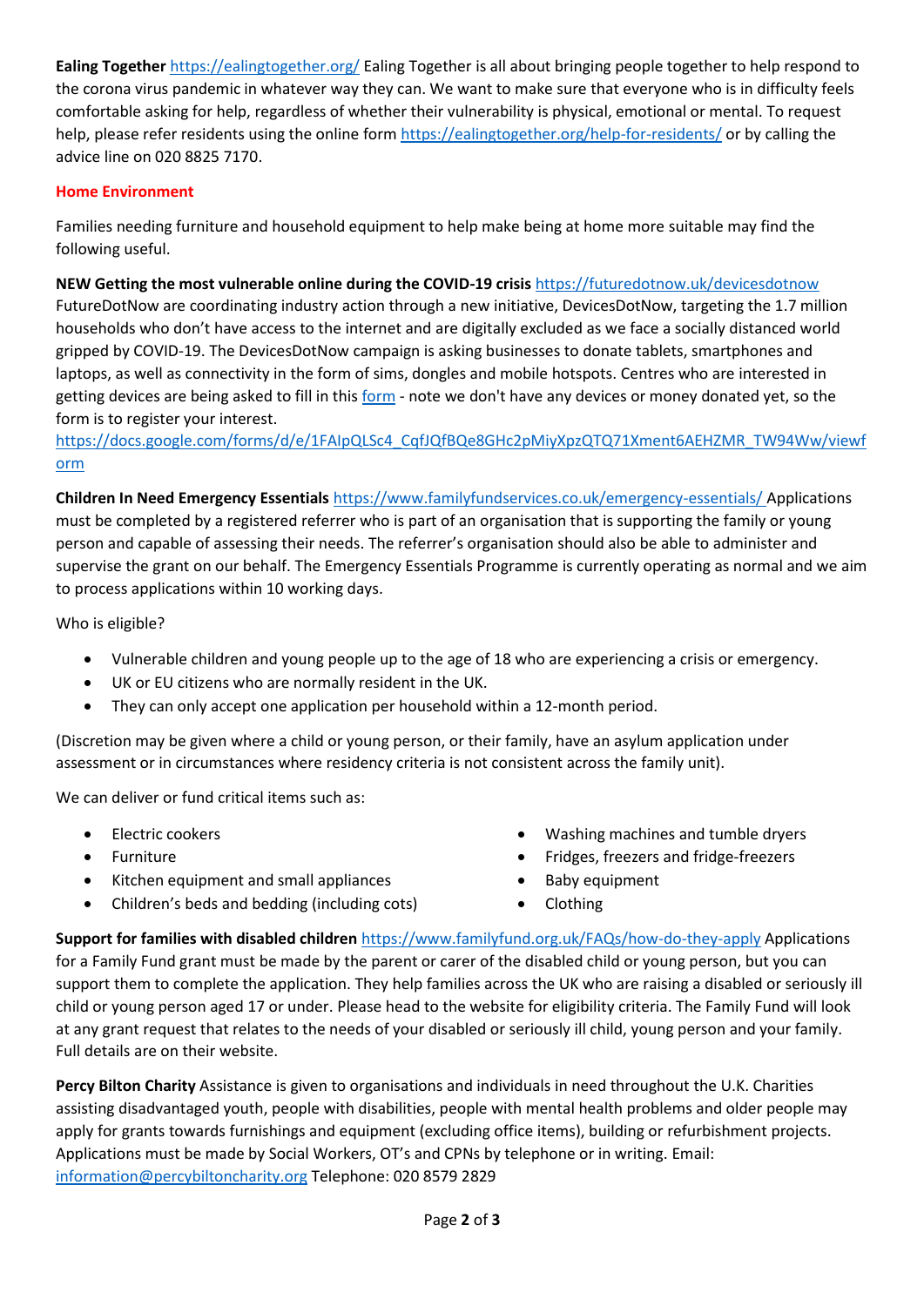**Ealing Together** https://ealingtogether.org/ Ealing Together is all about bringing people together to help respond to the corona virus pandemic in whatever way they can. We want to make sure that everyone who is in difficulty feels comfortable asking for help, regardless of whether their vulnerability is physical, emotional or mental. To request help, please refer residents using the online form https://ealingtogether.org/help-for-residents/ or by calling the advice line on 020 8825 7170.

## Home Environment

Families needing furniture and household equipment to help make being at home more suitable may find the following useful.

**NEW Getting the most vulnerable online during the COVID-19 crisis** https://futuredotnow.uk/devicesdotnow FutureDotNow are coordinating industry action through a new initiative, DevicesDotNow, targeting the 1.7 million households who don't have access to the internet and are digitally excluded as we face a socially distanced world gripped by COVID-19. The DevicesDotNow campaign is asking businesses to donate tablets, smartphones and laptops, as well as connectivity in the form of sims, dongles and mobile hotspots. Centres who are interested in getting devices are being asked to fill in this form - note we don't have any devices or money donated yet, so the form is to register your interest.
https://docs.google.com/forms/d/e/1FAIpQLSc4_CqfJQfBQe8GHc2pMiyXpzQTQ71Xment6AEHZMR_TW94Ww/viewform

**Children In Need Emergency Essentials** https://www.familyfundservices.co.uk/emergency-essentials/ Applications must be completed by a registered referrer who is part of an organisation that is supporting the family or young person and capable of assessing their needs. The referrer's organisation should also be able to administer and supervise the grant on our behalf. The Emergency Essentials Programme is currently operating as normal and we aim to process applications within 10 working days.

Who is eligible?

- Vulnerable children and young people up to the age of 18 who are experiencing a crisis or emergency.
- UK or EU citizens who are normally resident in the UK.
- They can only accept one application per household within a 12-month period.

(Discretion may be given where a child or young person, or their family, have an asylum application under assessment or in circumstances where residency criteria is not consistent across the family unit).

We can deliver or fund critical items such as:

- Electric cookers
- Furniture
- Kitchen equipment and small appliances
- Children's beds and bedding (including cots)
- Washing machines and tumble dryers
- Fridges, freezers and fridge-freezers
- Baby equipment
- Clothing

**Support for families with disabled children** https://www.familyfund.org.uk/FAQs/how-do-they-apply Applications for a Family Fund grant must be made by the parent or carer of the disabled child or young person, but you can support them to complete the application. They help families across the UK who are raising a disabled or seriously ill child or young person aged 17 or under. Please head to the website for eligibility criteria. The Family Fund will look at any grant request that relates to the needs of your disabled or seriously ill child, young person and your family. Full details are on their website.

**Percy Bilton Charity** Assistance is given to organisations and individuals in need throughout the U.K. Charities assisting disadvantaged youth, people with disabilities, people with mental health problems and older people may apply for grants towards furnishings and equipment (excluding office items), building or refurbishment projects. Applications must be made by Social Workers, OT's and CPNs by telephone or in writing. Email: information@percybiltoncharity.org Telephone: 020 8579 2829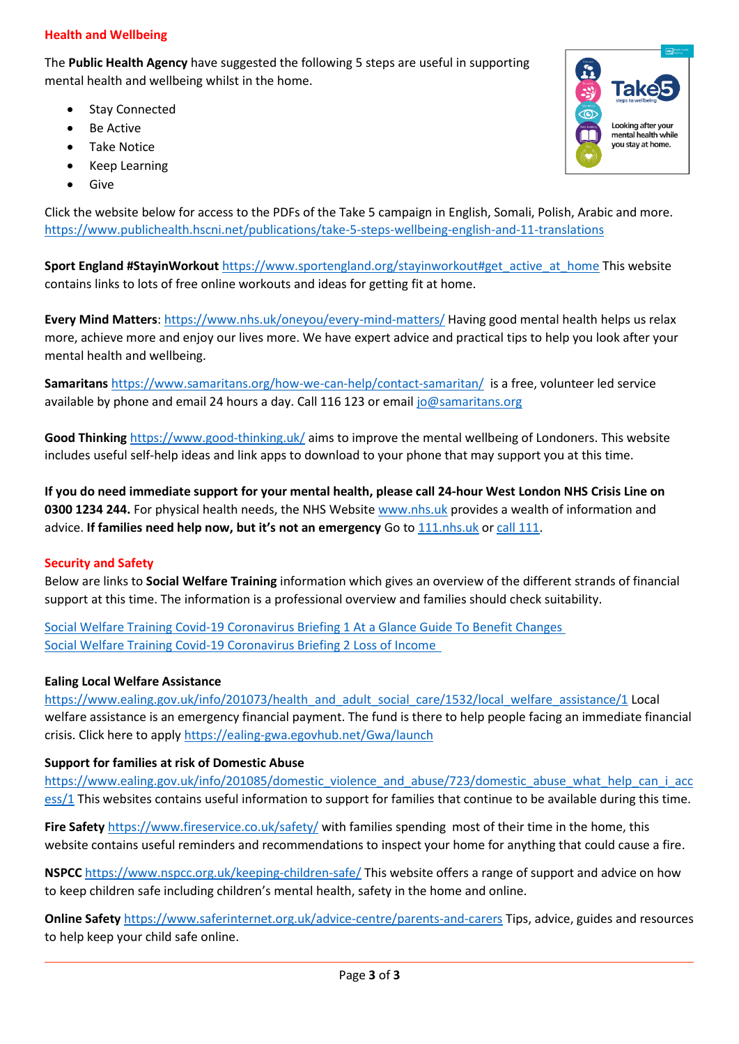## Health and Wellbeing

The **Public Health Agency** have suggested the following 5 steps are useful in supporting mental health and wellbeing whilst in the home.

- Stay Connected
- Be Active
- Take Notice
- Keep Learning
- Give

Click the website below for access to the PDFs of the Take 5 campaign in English, Somali, Polish, Arabic and more. https://www.publichealth.hscni.net/publications/take-5-steps-wellbeing-english-and-11-translations

**Sport England #StayinWorkout** https://www.sportengland.org/stayinworkout#get_active_at_home This website contains links to lots of free online workouts and ideas for getting fit at home.

**Every Mind Matters**: https://www.nhs.uk/oneyou/every-mind-matters/ Having good mental health helps us relax more, achieve more and enjoy our lives more. We have expert advice and practical tips to help you look after your mental health and wellbeing.

**Samaritans** https://www.samaritans.org/how-we-can-help/contact-samaritan/ is a free, volunteer led service available by phone and email 24 hours a day. Call 116 123 or email jo@samaritans.org

**Good Thinking** https://www.good-thinking.uk/ aims to improve the mental wellbeing of Londoners. This website includes useful self-help ideas and link apps to download to your phone that may support you at this time.

**If you do need immediate support for your mental health, please call 24-hour West London NHS Crisis Line on 0300 1234 244.** For physical health needs, the NHS Website www.nhs.uk provides a wealth of information and advice. **If families need help now, but it's not an emergency** Go to 111.nhs.uk or call 111.

## Security and Safety

Below are links to **Social Welfare Training** information which gives an overview of the different strands of financial support at this time. The information is a professional overview and families should check suitability.

Social Welfare Training Covid-19 Coronavirus Briefing 1 At a Glance Guide To Benefit Changes
Social Welfare Training Covid-19 Coronavirus Briefing 2 Loss of Income

**Ealing Local Welfare Assistance**
https://www.ealing.gov.uk/info/201073/health_and_adult_social_care/1532/local_welfare_assistance/1 Local welfare assistance is an emergency financial payment. The fund is there to help people facing an immediate financial crisis. Click here to apply https://ealing-gwa.egovhub.net/Gwa/launch

**Support for families at risk of Domestic Abuse**
https://www.ealing.gov.uk/info/201085/domestic_violence_and_abuse/723/domestic_abuse_what_help_can_i_access/1 This websites contains useful information to support for families that continue to be available during this time.

**Fire Safety** https://www.fireservice.co.uk/safety/ with families spending most of their time in the home, this website contains useful reminders and recommendations to inspect your home for anything that could cause a fire.

**NSPCC** https://www.nspcc.org.uk/keeping-children-safe/ This website offers a range of support and advice on how to keep children safe including children's mental health, safety in the home and online.

**Online Safety** https://www.saferinternet.org.uk/advice-centre/parents-and-carers Tips, advice, guides and resources to help keep your child safe online.